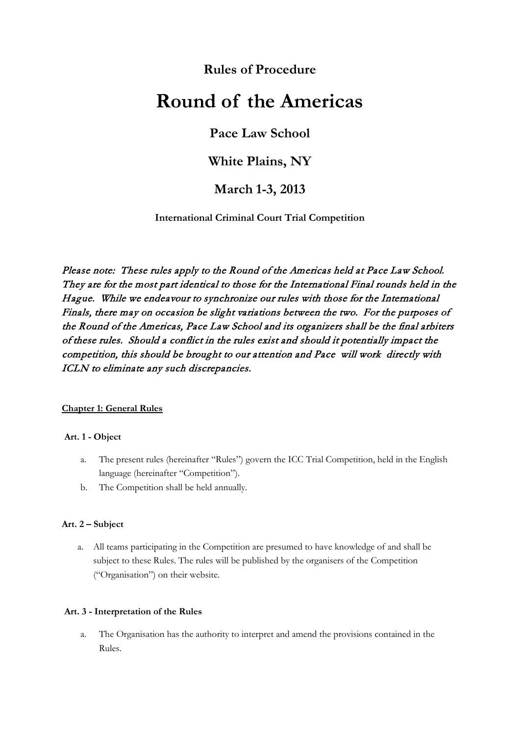**Rules of Procedure**

# Round of the Americas

## Pace Law School

## White Plains, NY

## March 1-3, 2013

**International Criminal Court Trial Competition**

*Please note: These rules apply to the Round of the Americas held at Pace Law School. They are for the most part identical to those for the International Final rounds held in the Hague. While we endeavour to synchronize our rules with those for the International Finals, there may on occasion be slight variations between the two. For the purposes of the Round of the Americas, Pace Law School and its organizers shall be the final arbiters of these rules. Should a conflict in the rules exist and should it potentially impact the competition, this should be brought to our attention and Pace will work directly with ICLN to eliminate any such discrepancies.*

**Chapter 1: General Rules**

**Art. 1 - Object**

a. The present rules (hereinafter "Rules") govern the ICC Trial Competition, held in the English language (hereinafter "Competition").
b. The Competition shall be held annually.

**Art. 2 – Subject**

a. All teams participating in the Competition are presumed to have knowledge of and shall be subject to these Rules. The rules will be published by the organisers of the Competition ("Organisation") on their website.

**Art. 3 - Interpretation of the Rules**

a. The Organisation has the authority to interpret and amend the provisions contained in the Rules.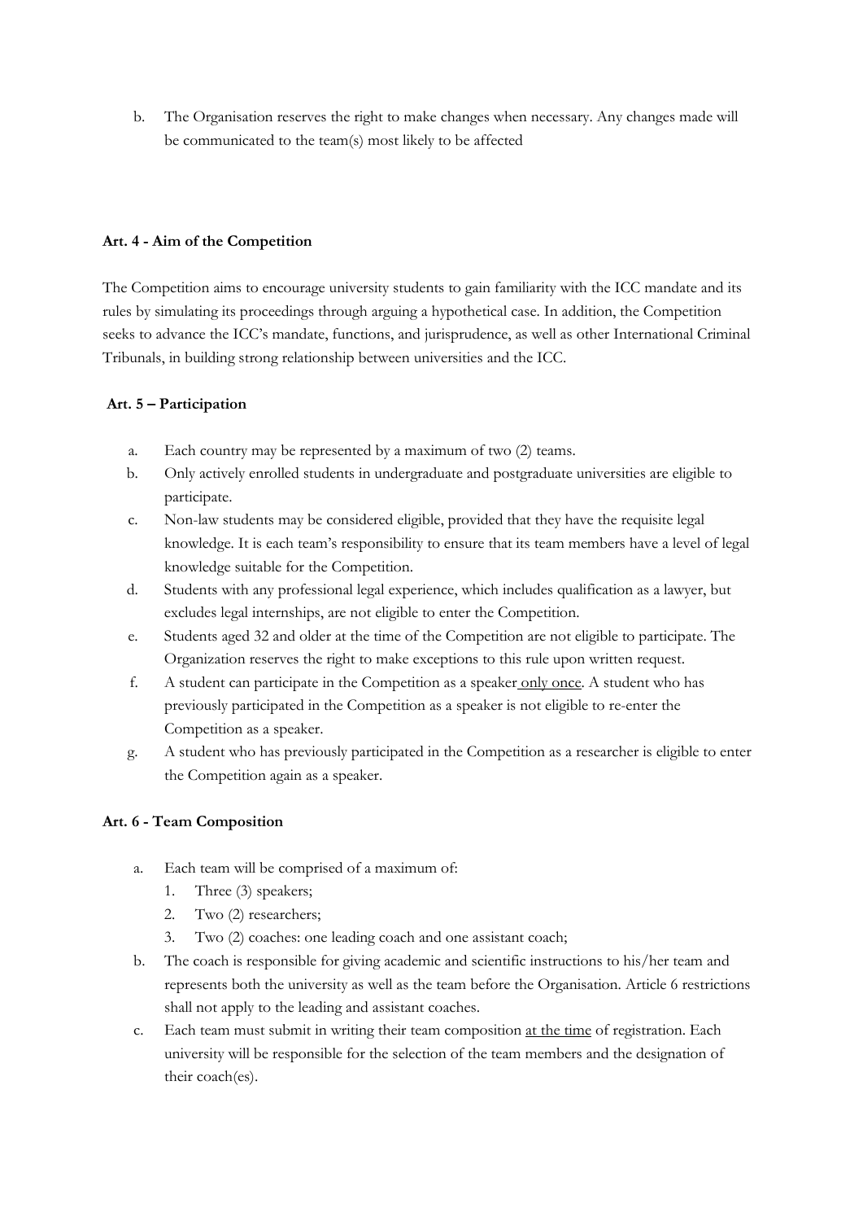b. The Organisation reserves the right to make changes when necessary. Any changes made will be communicated to the team(s) most likely to be affected

**Art. 4 - Aim of the Competition**

The Competition aims to encourage university students to gain familiarity with the ICC mandate and its rules by simulating its proceedings through arguing a hypothetical case. In addition, the Competition seeks to advance the ICC's mandate, functions, and jurisprudence, as well as other International Criminal Tribunals, in building strong relationship between universities and the ICC.

**Art. 5 – Participation**

a. Each country may be represented by a maximum of two (2) teams.
b. Only actively enrolled students in undergraduate and postgraduate universities are eligible to participate.
c. Non-law students may be considered eligible, provided that they have the requisite legal knowledge. It is each team's responsibility to ensure that its team members have a level of legal knowledge suitable for the Competition.
d. Students with any professional legal experience, which includes qualification as a lawyer, but excludes legal internships, are not eligible to enter the Competition.
e. Students aged 32 and older at the time of the Competition are not eligible to participate. The Organization reserves the right to make exceptions to this rule upon written request.
f. A student can participate in the Competition as a speaker <u>only once</u>. A student who has previously participated in the Competition as a speaker is not eligible to re-enter the Competition as a speaker.
g. A student who has previously participated in the Competition as a researcher is eligible to enter the Competition again as a speaker.

**Art. 6 - Team Composition**

a. Each team will be comprised of a maximum of:
   1. Three (3) speakers;
   2. Two (2) researchers;
   3. Two (2) coaches: one leading coach and one assistant coach;
b. The coach is responsible for giving academic and scientific instructions to his/her team and represents both the university as well as the team before the Organisation. Article 6 restrictions shall not apply to the leading and assistant coaches.
c. Each team must submit in writing their team composition <u>at the time</u> of registration. Each university will be responsible for the selection of the team members and the designation of their coach(es).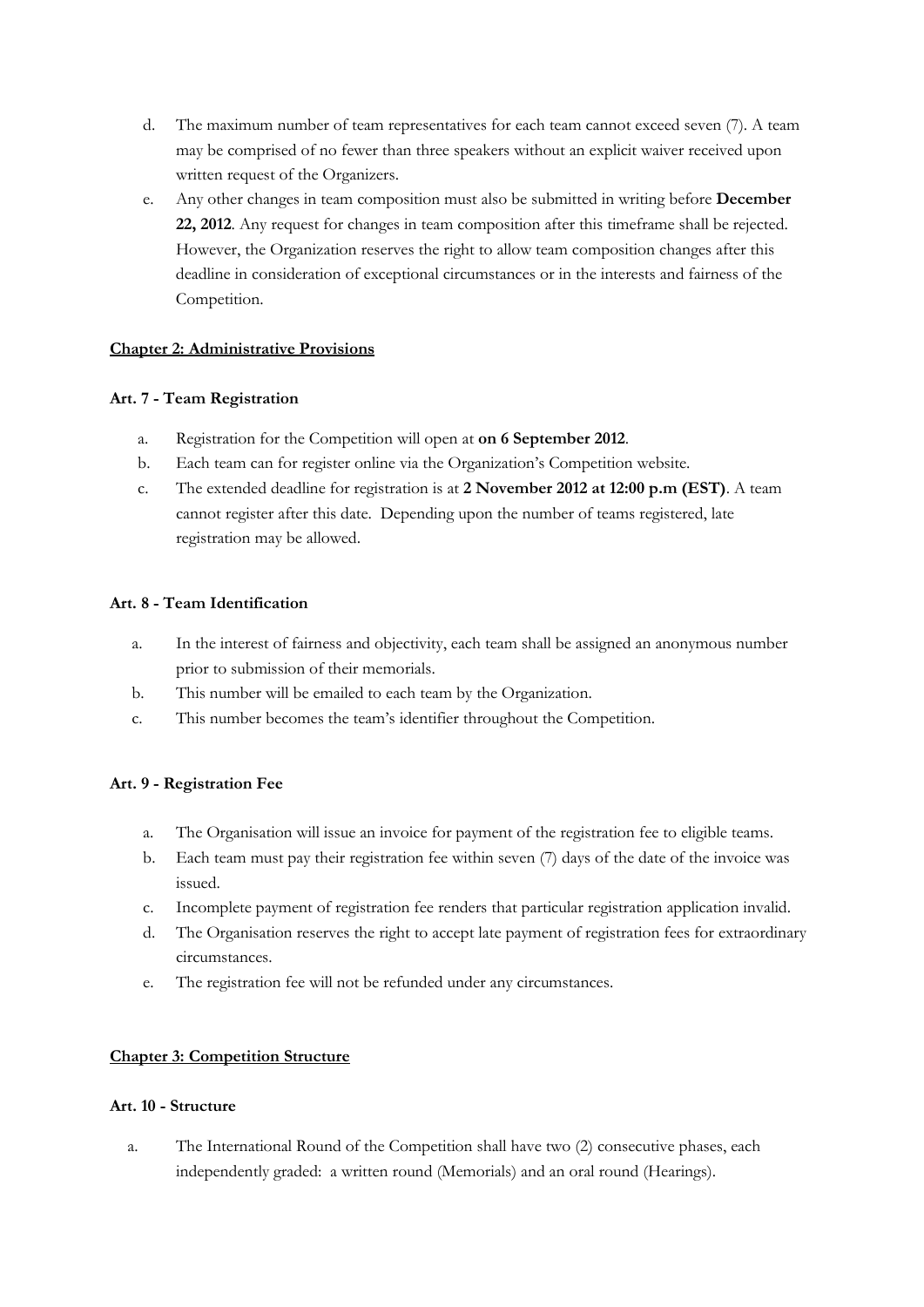d. The maximum number of team representatives for each team cannot exceed seven (7). A team may be comprised of no fewer than three speakers without an explicit waiver received upon written request of the Organizers.

e. Any other changes in team composition must also be submitted in writing before **December 22, 2012**. Any request for changes in team composition after this timeframe shall be rejected. However, the Organization reserves the right to allow team composition changes after this deadline in consideration of exceptional circumstances or in the interests and fairness of the Competition.

## Chapter 2: Administrative Provisions

### Art. 7 - Team Registration

a. Registration for the Competition will open at **on 6 September 2012**.

b. Each team can for register online via the Organization's Competition website.

c. The extended deadline for registration is at **2 November 2012 at 12:00 p.m (EST)**. A team cannot register after this date. Depending upon the number of teams registered, late registration may be allowed.

### Art. 8 - Team Identification

a. In the interest of fairness and objectivity, each team shall be assigned an anonymous number prior to submission of their memorials.

b. This number will be emailed to each team by the Organization.

c. This number becomes the team's identifier throughout the Competition.

### Art. 9 - Registration Fee

a. The Organisation will issue an invoice for payment of the registration fee to eligible teams.

b. Each team must pay their registration fee within seven (7) days of the date of the invoice was issued.

c. Incomplete payment of registration fee renders that particular registration application invalid.

d. The Organisation reserves the right to accept late payment of registration fees for extraordinary circumstances.

e. The registration fee will not be refunded under any circumstances.

## Chapter 3: Competition Structure

### Art. 10 - Structure

a. The International Round of the Competition shall have two (2) consecutive phases, each independently graded: a written round (Memorials) and an oral round (Hearings).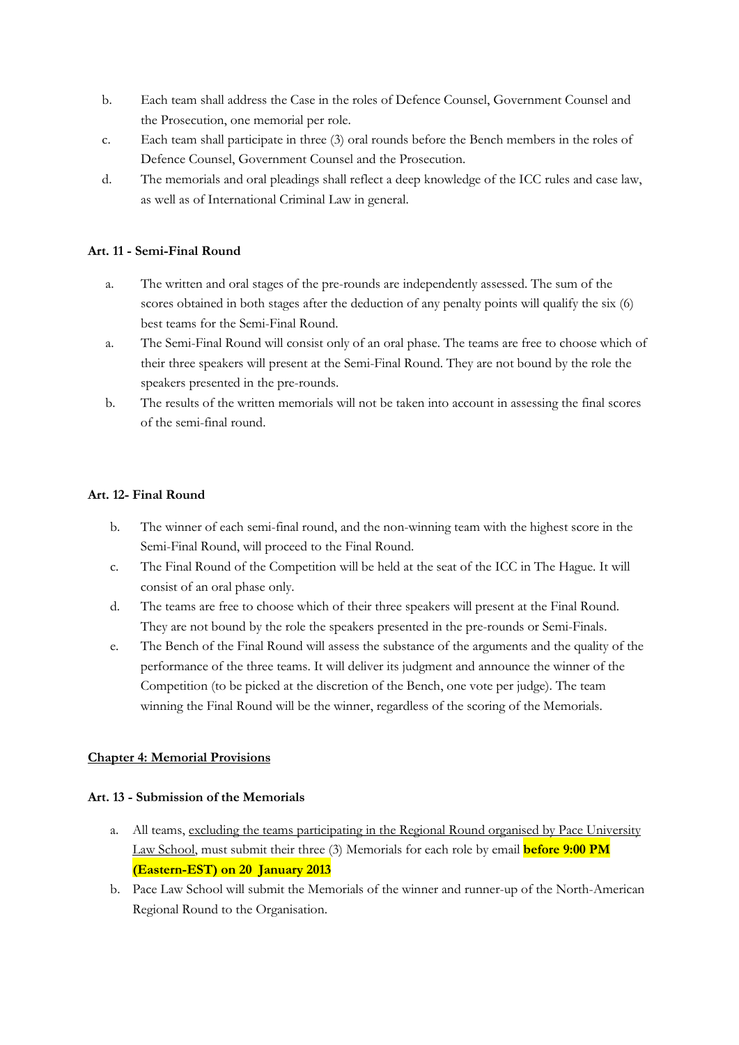b. Each team shall address the Case in the roles of Defence Counsel, Government Counsel and the Prosecution, one memorial per role.

c. Each team shall participate in three (3) oral rounds before the Bench members in the roles of Defence Counsel, Government Counsel and the Prosecution.

d. The memorials and oral pleadings shall reflect a deep knowledge of the ICC rules and case law, as well as of International Criminal Law in general.

**Art. 11 - Semi-Final Round**

a. The written and oral stages of the pre-rounds are independently assessed. The sum of the scores obtained in both stages after the deduction of any penalty points will qualify the six (6) best teams for the Semi-Final Round.

a. The Semi-Final Round will consist only of an oral phase. The teams are free to choose which of their three speakers will present at the Semi-Final Round. They are not bound by the role the speakers presented in the pre-rounds.

b. The results of the written memorials will not be taken into account in assessing the final scores of the semi-final round.

**Art. 12- Final Round**

b. The winner of each semi-final round, and the non-winning team with the highest score in the Semi-Final Round, will proceed to the Final Round.

c. The Final Round of the Competition will be held at the seat of the ICC in The Hague. It will consist of an oral phase only.

d. The teams are free to choose which of their three speakers will present at the Final Round. They are not bound by the role the speakers presented in the pre-rounds or Semi-Finals.

e. The Bench of the Final Round will assess the substance of the arguments and the quality of the performance of the three teams. It will deliver its judgment and announce the winner of the Competition (to be picked at the discretion of the Bench, one vote per judge). The team winning the Final Round will be the winner, regardless of the scoring of the Memorials.

**Chapter 4: Memorial Provisions**

**Art. 13 - Submission of the Memorials**

a. All teams, excluding the teams participating in the Regional Round organised by Pace University Law School, must submit their three (3) Memorials for each role by email **before 9:00 PM (Eastern-EST) on 20 January 2013**

b. Pace Law School will submit the Memorials of the winner and runner-up of the North-American Regional Round to the Organisation.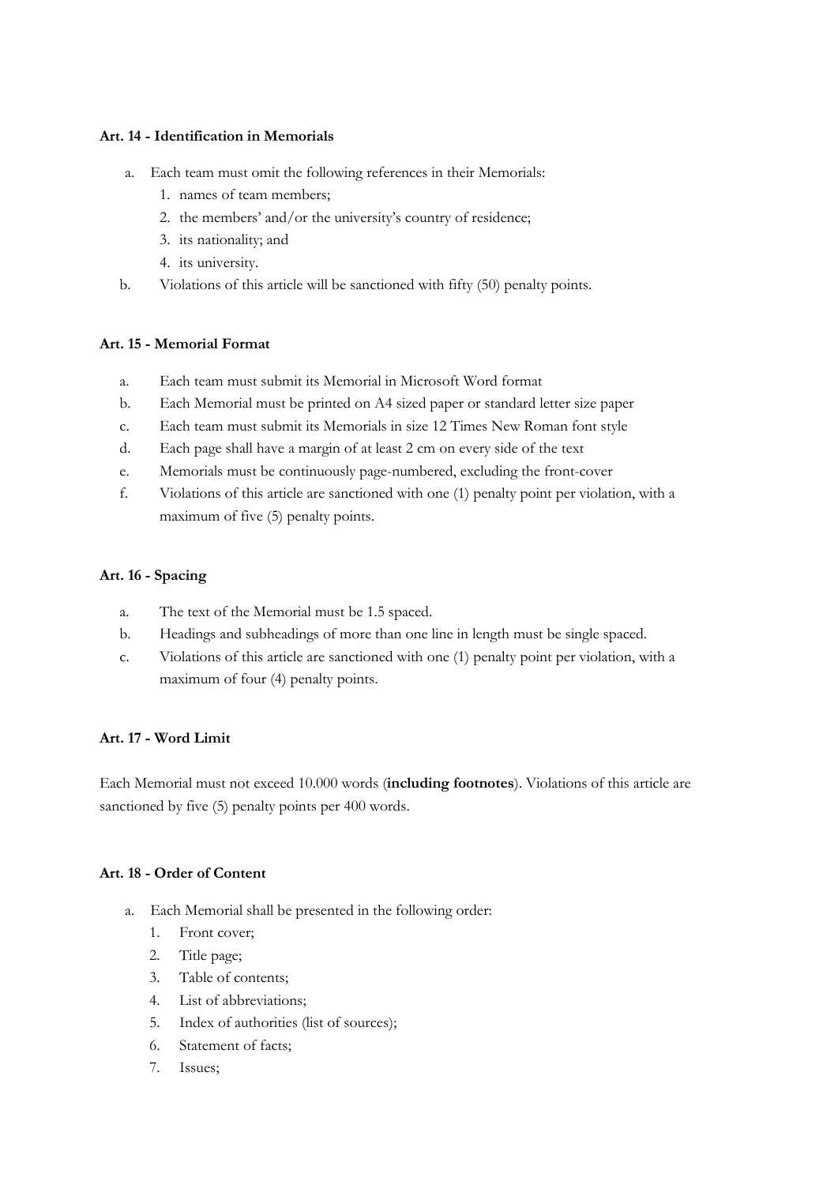**Art. 14 - Identification in Memorials**

a. Each team must omit the following references in their Memorials:
   1. names of team members;
   2. the members' and/or the university's country of residence;
   3. its nationality; and
   4. its university.

b. Violations of this article will be sanctioned with fifty (50) penalty points.

**Art. 15 - Memorial Format**

a. Each team must submit its Memorial in Microsoft Word format

b. Each Memorial must be printed on A4 sized paper or standard letter size paper

c. Each team must submit its Memorials in size 12 Times New Roman font style

d. Each page shall have a margin of at least 2 cm on every side of the text

e. Memorials must be continuously page-numbered, excluding the front-cover

f. Violations of this article are sanctioned with one (1) penalty point per violation, with a maximum of five (5) penalty points.

**Art. 16 - Spacing**

a. The text of the Memorial must be 1.5 spaced.

b. Headings and subheadings of more than one line in length must be single spaced.

c. Violations of this article are sanctioned with one (1) penalty point per violation, with a maximum of four (4) penalty points.

**Art. 17 - Word Limit**

Each Memorial must not exceed 10.000 words (**including footnotes**). Violations of this article are sanctioned by five (5) penalty points per 400 words.

**Art. 18 - Order of Content**

a. Each Memorial shall be presented in the following order:
   1. Front cover;
   2. Title page;
   3. Table of contents;
   4. List of abbreviations;
   5. Index of authorities (list of sources);
   6. Statement of facts;
   7. Issues;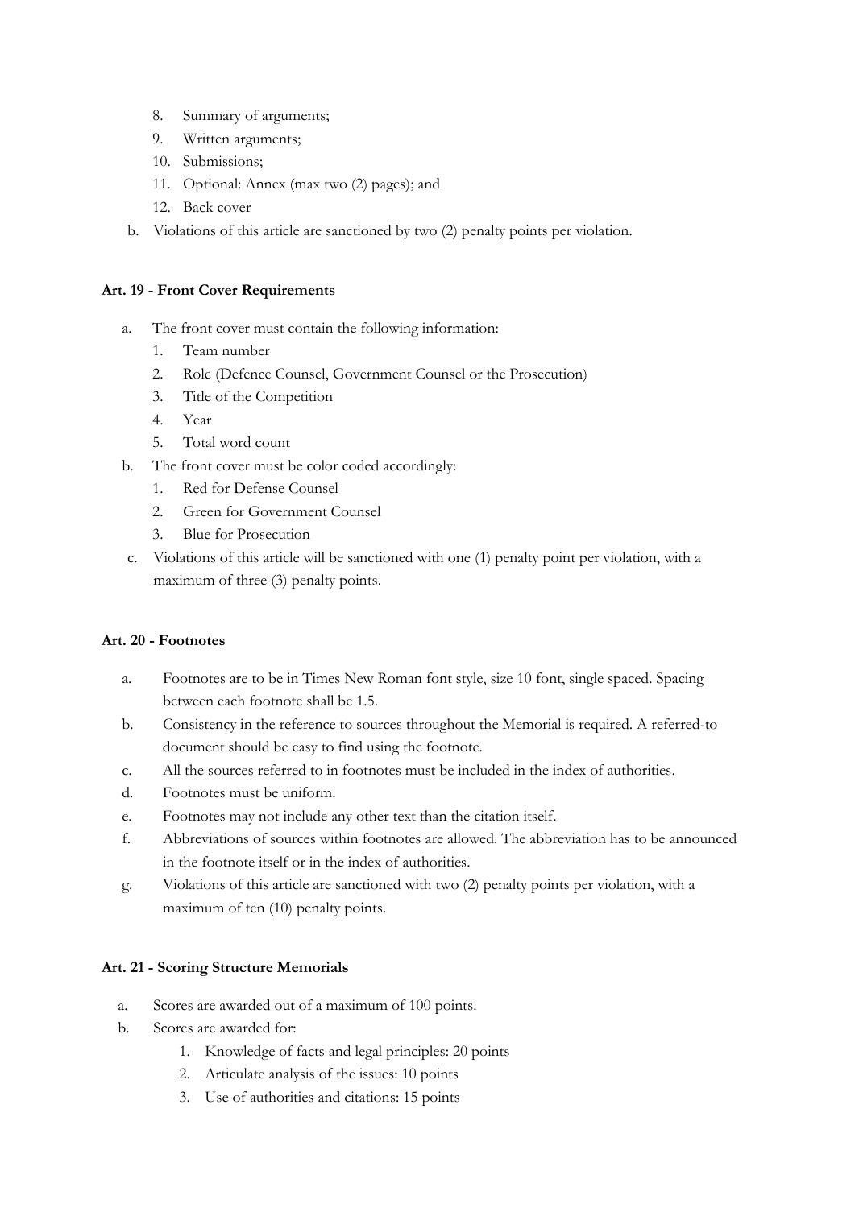8. Summary of arguments;
9. Written arguments;
10. Submissions;
11. Optional: Annex (max two (2) pages); and
12. Back cover

b. Violations of this article are sanctioned by two (2) penalty points per violation.

**Art. 19 - Front Cover Requirements**

a. The front cover must contain the following information:
   1. Team number
   2. Role (Defence Counsel, Government Counsel or the Prosecution)
   3. Title of the Competition
   4. Year
   5. Total word count
b. The front cover must be color coded accordingly:
   1. Red for Defense Counsel
   2. Green for Government Counsel
   3. Blue for Prosecution
c. Violations of this article will be sanctioned with one (1) penalty point per violation, with a maximum of three (3) penalty points.

**Art. 20 - Footnotes**

a. Footnotes are to be in Times New Roman font style, size 10 font, single spaced. Spacing between each footnote shall be 1.5.
b. Consistency in the reference to sources throughout the Memorial is required. A referred-to document should be easy to find using the footnote.
c. All the sources referred to in footnotes must be included in the index of authorities.
d. Footnotes must be uniform.
e. Footnotes may not include any other text than the citation itself.
f. Abbreviations of sources within footnotes are allowed. The abbreviation has to be announced in the footnote itself or in the index of authorities.
g. Violations of this article are sanctioned with two (2) penalty points per violation, with a maximum of ten (10) penalty points.

**Art. 21 - Scoring Structure Memorials**

a. Scores are awarded out of a maximum of 100 points.
b. Scores are awarded for:
   1. Knowledge of facts and legal principles: 20 points
   2. Articulate analysis of the issues: 10 points
   3. Use of authorities and citations: 15 points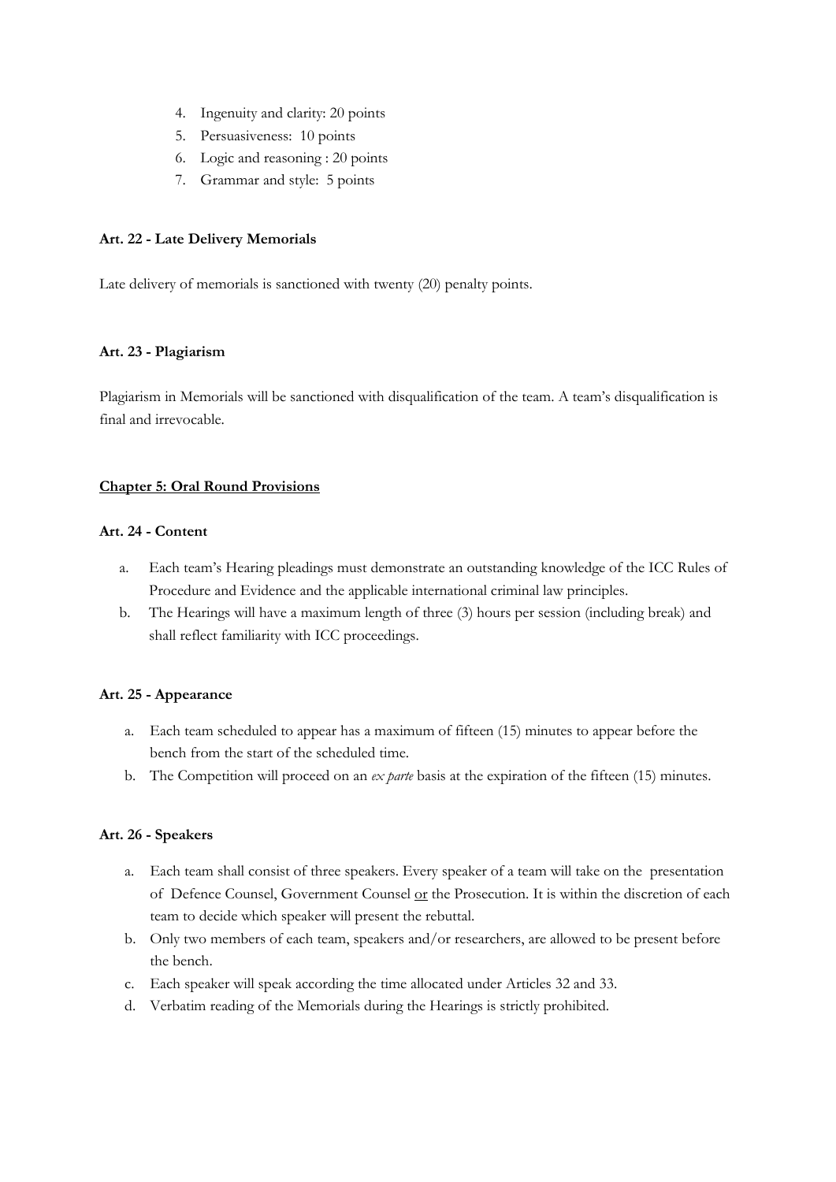4. Ingenuity and clarity: 20 points
5. Persuasiveness: 10 points
6. Logic and reasoning : 20 points
7. Grammar and style: 5 points

**Art. 22 - Late Delivery Memorials**

Late delivery of memorials is sanctioned with twenty (20) penalty points.

**Art. 23 - Plagiarism**

Plagiarism in Memorials will be sanctioned with disqualification of the team. A team's disqualification is final and irrevocable.

**<u>Chapter 5: Oral Round Provisions</u>**

**Art. 24 - Content**

a. Each team's Hearing pleadings must demonstrate an outstanding knowledge of the ICC Rules of Procedure and Evidence and the applicable international criminal law principles.
b. The Hearings will have a maximum length of three (3) hours per session (including break) and shall reflect familiarity with ICC proceedings.

**Art. 25 - Appearance**

a. Each team scheduled to appear has a maximum of fifteen (15) minutes to appear before the bench from the start of the scheduled time.
b. The Competition will proceed on an *ex parte* basis at the expiration of the fifteen (15) minutes.

**Art. 26 - Speakers**

a. Each team shall consist of three speakers. Every speaker of a team will take on the presentation of Defence Counsel, Government Counsel <u>or</u> the Prosecution. It is within the discretion of each team to decide which speaker will present the rebuttal.
b. Only two members of each team, speakers and/or researchers, are allowed to be present before the bench.
c. Each speaker will speak according the time allocated under Articles 32 and 33.
d. Verbatim reading of the Memorials during the Hearings is strictly prohibited.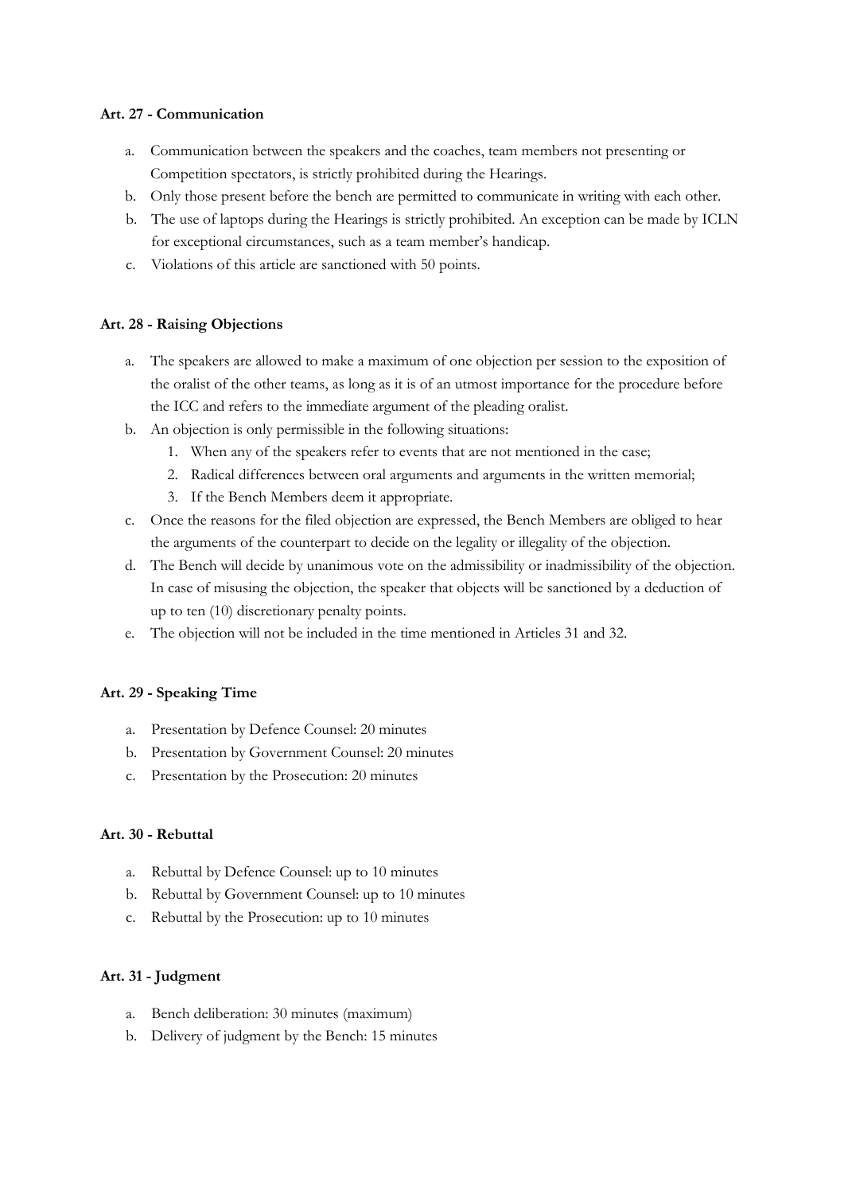**Art. 27 - Communication**

a. Communication between the speakers and the coaches, team members not presenting or Competition spectators, is strictly prohibited during the Hearings.
b. Only those present before the bench are permitted to communicate in writing with each other.
b. The use of laptops during the Hearings is strictly prohibited. An exception can be made by ICLN for exceptional circumstances, such as a team member's handicap.
c. Violations of this article are sanctioned with 50 points.

**Art. 28 - Raising Objections**

a. The speakers are allowed to make a maximum of one objection per session to the exposition of the oralist of the other teams, as long as it is of an utmost importance for the procedure before the ICC and refers to the immediate argument of the pleading oralist.
b. An objection is only permissible in the following situations:
   1. When any of the speakers refer to events that are not mentioned in the case;
   2. Radical differences between oral arguments and arguments in the written memorial;
   3. If the Bench Members deem it appropriate.
c. Once the reasons for the filed objection are expressed, the Bench Members are obliged to hear the arguments of the counterpart to decide on the legality or illegality of the objection.
d. The Bench will decide by unanimous vote on the admissibility or inadmissibility of the objection. In case of misusing the objection, the speaker that objects will be sanctioned by a deduction of up to ten (10) discretionary penalty points.
e. The objection will not be included in the time mentioned in Articles 31 and 32.

**Art. 29 - Speaking Time**

a. Presentation by Defence Counsel: 20 minutes
b. Presentation by Government Counsel: 20 minutes
c. Presentation by the Prosecution: 20 minutes

**Art. 30 - Rebuttal**

a. Rebuttal by Defence Counsel: up to 10 minutes
b. Rebuttal by Government Counsel: up to 10 minutes
c. Rebuttal by the Prosecution: up to 10 minutes

**Art. 31 - Judgment**

a. Bench deliberation: 30 minutes (maximum)
b. Delivery of judgment by the Bench: 15 minutes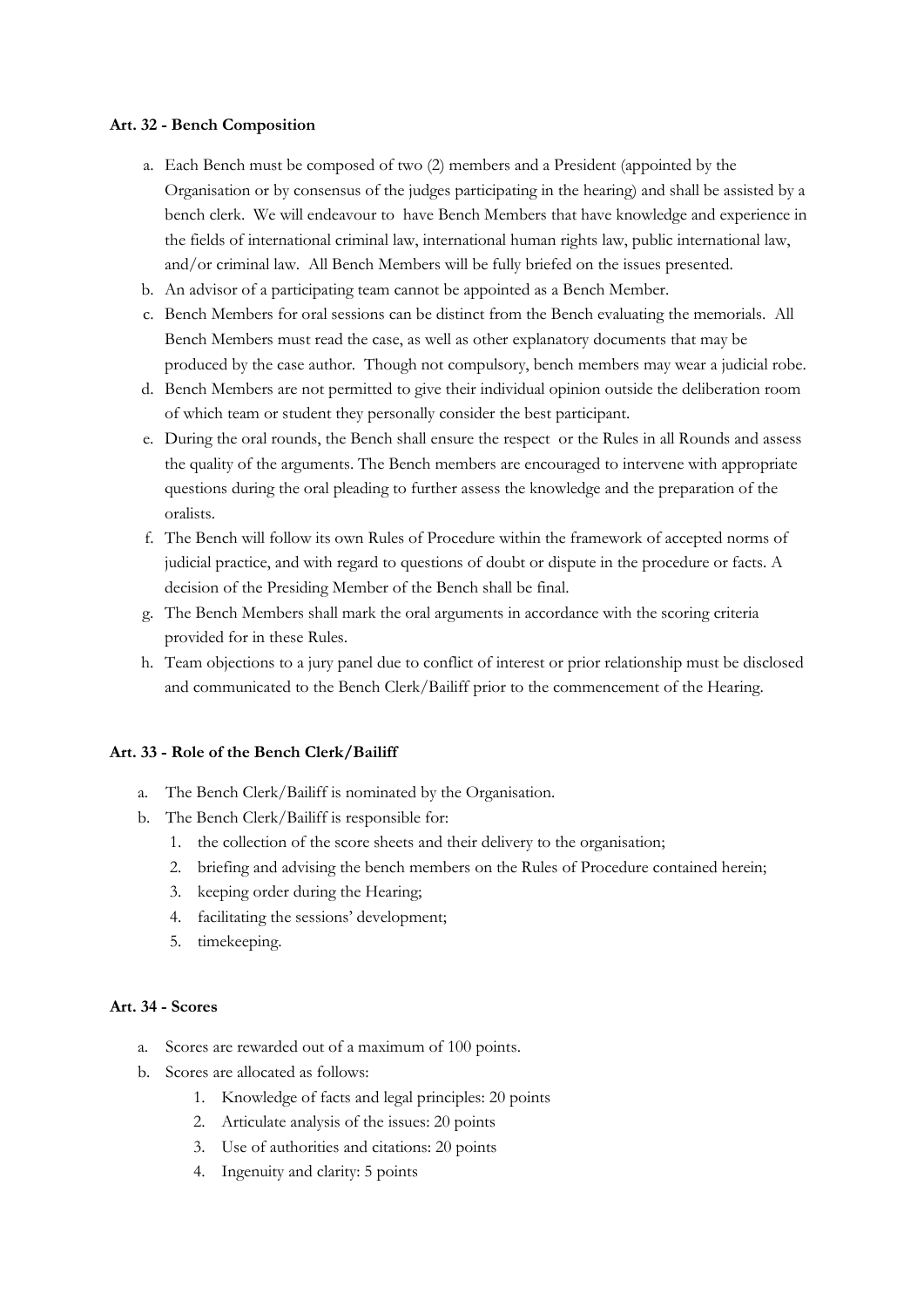**Art. 32 - Bench Composition**

a. Each Bench must be composed of two (2) members and a President (appointed by the Organisation or by consensus of the judges participating in the hearing) and shall be assisted by a bench clerk. We will endeavour to have Bench Members that have knowledge and experience in the fields of international criminal law, international human rights law, public international law, and/or criminal law. All Bench Members will be fully briefed on the issues presented.
b. An advisor of a participating team cannot be appointed as a Bench Member.
c. Bench Members for oral sessions can be distinct from the Bench evaluating the memorials. All Bench Members must read the case, as well as other explanatory documents that may be produced by the case author. Though not compulsory, bench members may wear a judicial robe.
d. Bench Members are not permitted to give their individual opinion outside the deliberation room of which team or student they personally consider the best participant.
e. During the oral rounds, the Bench shall ensure the respect or the Rules in all Rounds and assess the quality of the arguments. The Bench members are encouraged to intervene with appropriate questions during the oral pleading to further assess the knowledge and the preparation of the oralists.
f. The Bench will follow its own Rules of Procedure within the framework of accepted norms of judicial practice, and with regard to questions of doubt or dispute in the procedure or facts. A decision of the Presiding Member of the Bench shall be final.
g. The Bench Members shall mark the oral arguments in accordance with the scoring criteria provided for in these Rules.
h. Team objections to a jury panel due to conflict of interest or prior relationship must be disclosed and communicated to the Bench Clerk/Bailiff prior to the commencement of the Hearing.

**Art. 33 - Role of the Bench Clerk/Bailiff**

a. The Bench Clerk/Bailiff is nominated by the Organisation.
b. The Bench Clerk/Bailiff is responsible for:
   1. the collection of the score sheets and their delivery to the organisation;
   2. briefing and advising the bench members on the Rules of Procedure contained herein;
   3. keeping order during the Hearing;
   4. facilitating the sessions' development;
   5. timekeeping.

**Art. 34 - Scores**

a. Scores are rewarded out of a maximum of 100 points.
b. Scores are allocated as follows:
   1. Knowledge of facts and legal principles: 20 points
   2. Articulate analysis of the issues: 20 points
   3. Use of authorities and citations: 20 points
   4. Ingenuity and clarity: 5 points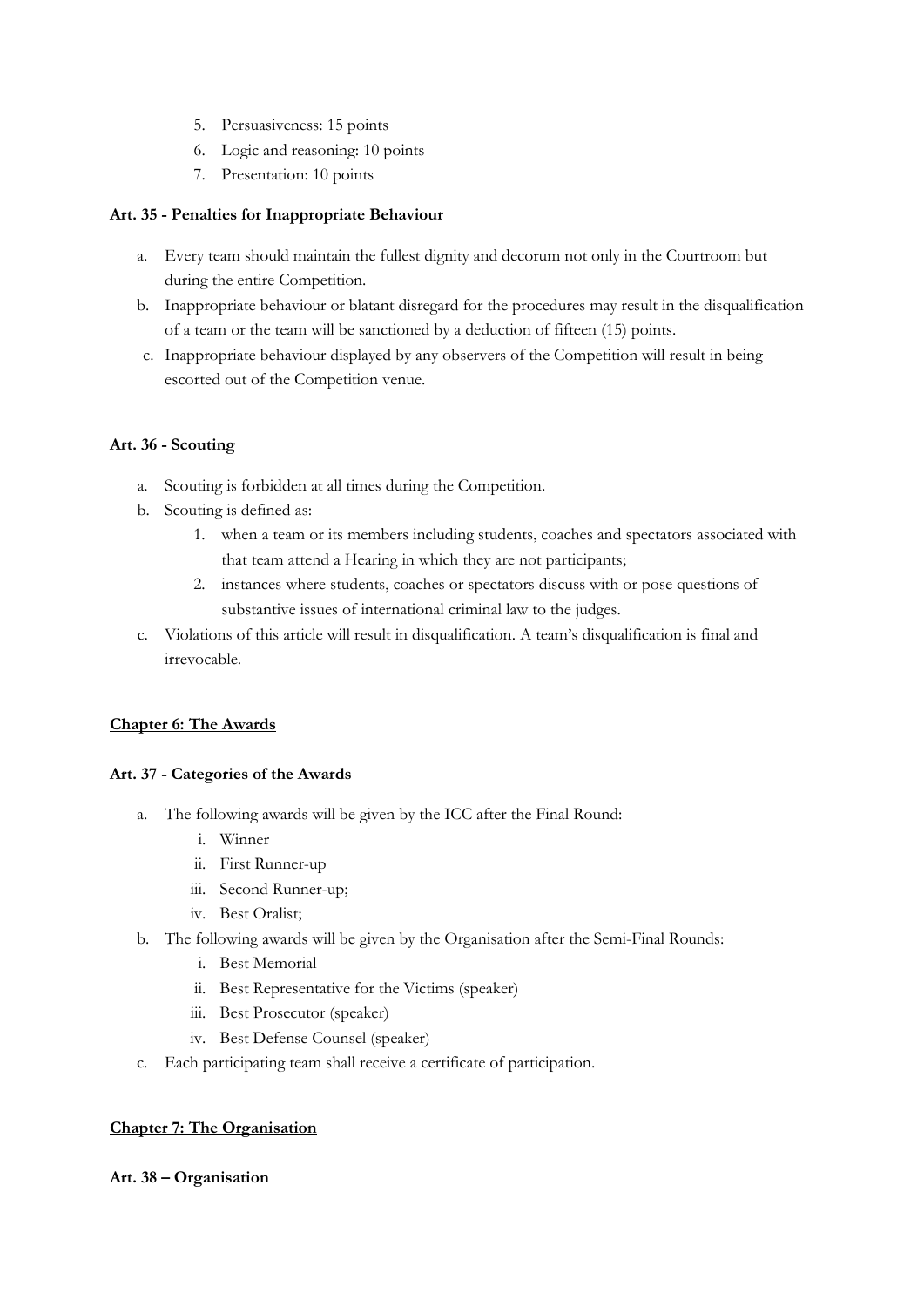5. Persuasiveness: 15 points
6. Logic and reasoning: 10 points
7. Presentation: 10 points

**Art. 35 - Penalties for Inappropriate Behaviour**

a. Every team should maintain the fullest dignity and decorum not only in the Courtroom but during the entire Competition.
b. Inappropriate behaviour or blatant disregard for the procedures may result in the disqualification of a team or the team will be sanctioned by a deduction of fifteen (15) points.
c. Inappropriate behaviour displayed by any observers of the Competition will result in being escorted out of the Competition venue.

**Art. 36 - Scouting**

a. Scouting is forbidden at all times during the Competition.
b. Scouting is defined as:
    1. when a team or its members including students, coaches and spectators associated with that team attend a Hearing in which they are not participants;
    2. instances where students, coaches or spectators discuss with or pose questions of substantive issues of international criminal law to the judges.
c. Violations of this article will result in disqualification. A team's disqualification is final and irrevocable.

## Chapter 6: The Awards

**Art. 37 - Categories of the Awards**

a. The following awards will be given by the ICC after the Final Round:
    i. Winner
    ii. First Runner-up
    iii. Second Runner-up;
    iv. Best Oralist;
b. The following awards will be given by the Organisation after the Semi-Final Rounds:
    i. Best Memorial
    ii. Best Representative for the Victims (speaker)
    iii. Best Prosecutor (speaker)
    iv. Best Defense Counsel (speaker)
c. Each participating team shall receive a certificate of participation.

## Chapter 7: The Organisation

**Art. 38 – Organisation**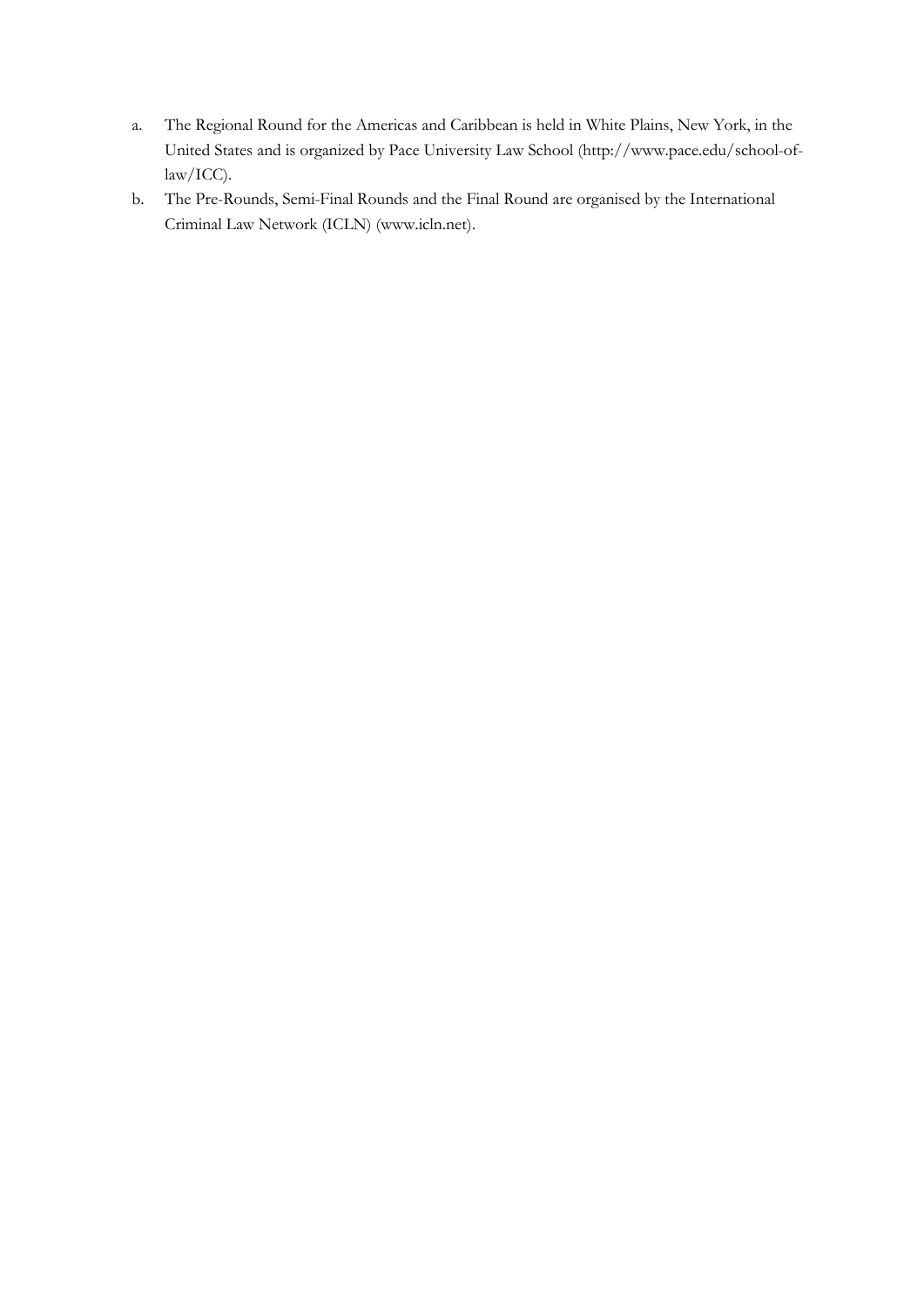a. The Regional Round for the Americas and Caribbean is held in White Plains, New York, in the United States and is organized by Pace University Law School (http://www.pace.edu/school-of-law/ICC).

b. The Pre-Rounds, Semi-Final Rounds and the Final Round are organised by the International Criminal Law Network (ICLN) (www.icln.net).